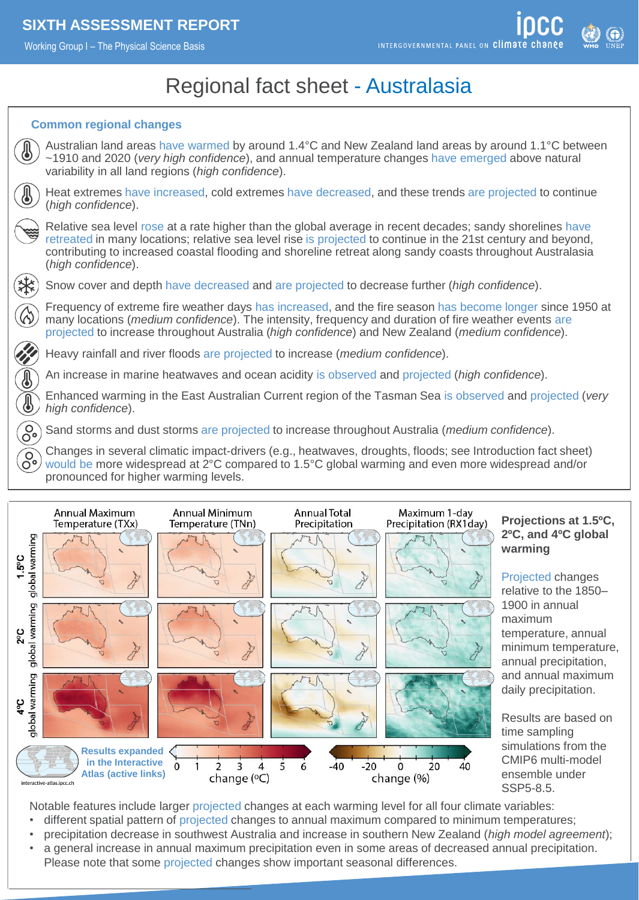SIXTH ASSESSMENT REPORT
Working Group I – The Physical Science Basis

# Regional fact sheet - Australasia

## Common regional changes

- Australian land areas have warmed by around 1.4°C and New Zealand land areas by around 1.1°C between ~1910 and 2020 (*very high confidence*), and annual temperature changes have emerged above natural variability in all land regions (*high confidence*).
- Heat extremes have increased, cold extremes have decreased, and these trends are projected to continue (*high confidence*).
- Relative sea level rose at a rate higher than the global average in recent decades; sandy shorelines have retreated in many locations; relative sea level rise is projected to continue in the 21st century and beyond, contributing to increased coastal flooding and shoreline retreat along sandy coasts throughout Australasia (*high confidence*).
- Snow cover and depth have decreased and are projected to decrease further (*high confidence*).
- Frequency of extreme fire weather days has increased, and the fire season has become longer since 1950 at many locations (*medium confidence*). The intensity, frequency and duration of fire weather events are projected to increase throughout Australia (*high confidence*) and New Zealand (*medium confidence*).
- Heavy rainfall and river floods are projected to increase (*medium confidence*).
- An increase in marine heatwaves and ocean acidity is observed and projected (*high confidence*).
- Enhanced warming in the East Australian Current region of the Tasman Sea is observed and projected (*very high confidence*).
- Sand storms and dust storms are projected to increase throughout Australia (*medium confidence*).
- Changes in several climatic impact-drivers (e.g., heatwaves, droughts, floods; see Introduction fact sheet) would be more widespread at 2°C compared to 1.5°C global warming and even more widespread and/or pronounced for higher warming levels.

Annual Maximum Temperature (TXx) | Annual Minimum Temperature (TNn) | Annual Total Precipitation | Maximum 1-day Precipitation (RX1day)

1.5°C global warming | 2°C global warming | 4°C global warming

change (°C): 0 1 2 3 4 5 6 | change (%): -40 -20 0 20 40

Results expanded in the Interactive Atlas (active links)
interactive-atlas.ipcc.ch

**Projections at 1.5°C, 2°C, and 4°C global warming**

Projected changes relative to the 1850–1900 in annual maximum temperature, annual minimum temperature, annual precipitation, and annual maximum daily precipitation.

Results are based on time sampling simulations from the CMIP6 multi-model ensemble under SSP5-8.5.

Notable features include larger projected changes at each warming level for all four climate variables:

- different spatial pattern of projected changes to annual maximum compared to minimum temperatures;
- precipitation decrease in southwest Australia and increase in southern New Zealand (*high model agreement*);
- a general increase in annual maximum precipitation even in some areas of decreased annual precipitation. Please note that some projected changes show important seasonal differences.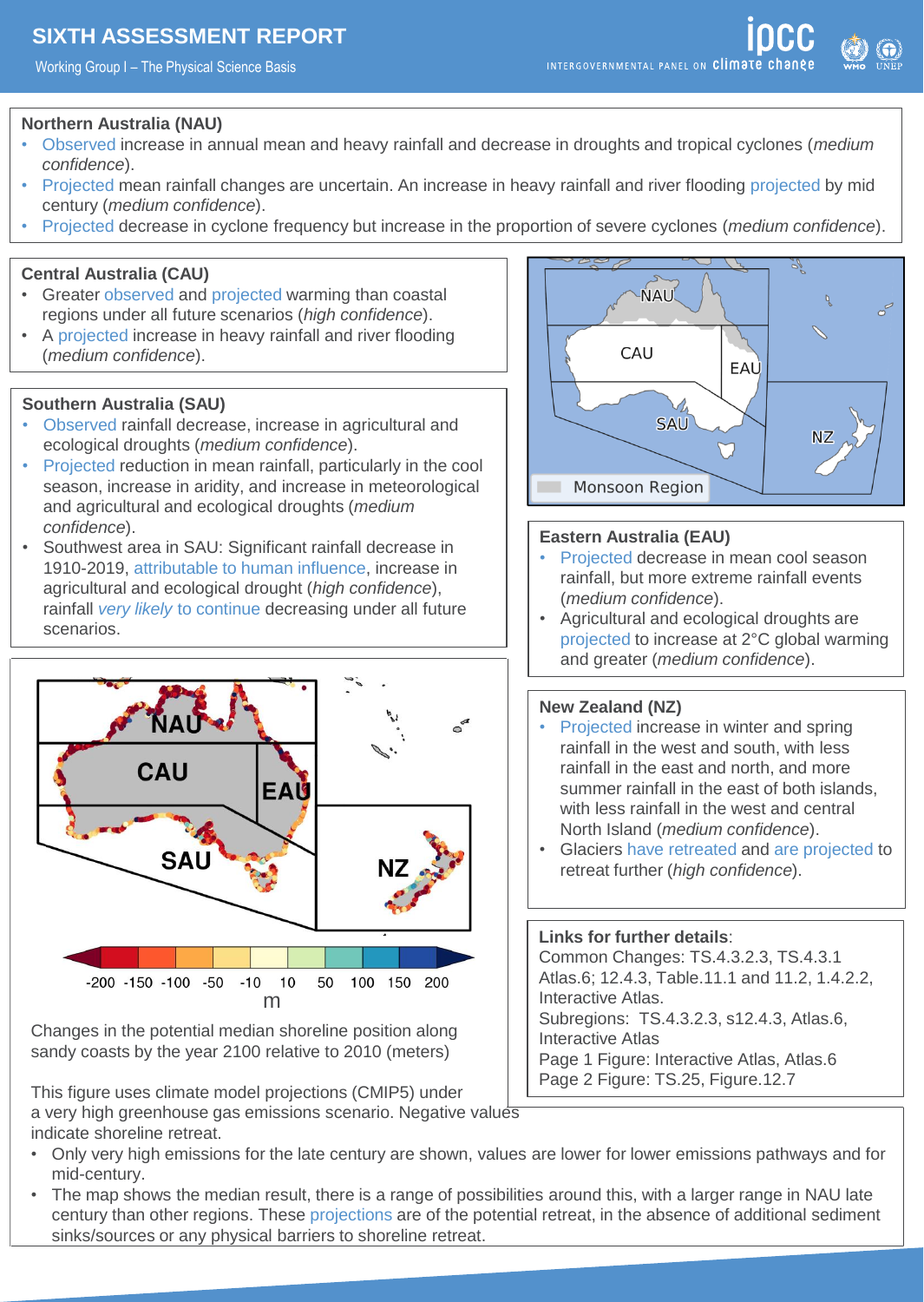### Northern Australia (NAU)

- Observed increase in annual mean and heavy rainfall and decrease in droughts and tropical cyclones (*medium confidence*).
- Projected mean rainfall changes are uncertain. An increase in heavy rainfall and river flooding projected by mid century (*medium confidence*).
- Projected decrease in cyclone frequency but increase in the proportion of severe cyclones (*medium confidence*).

### Central Australia (CAU)

- Greater observed and projected warming than coastal regions under all future scenarios (*high confidence*).
- A projected increase in heavy rainfall and river flooding (*medium confidence*).

### Southern Australia (SAU)

- Observed rainfall decrease, increase in agricultural and ecological droughts (*medium confidence*).
- Projected reduction in mean rainfall, particularly in the cool season, increase in aridity, and increase in meteorological and agricultural and ecological droughts (*medium confidence*).
- Southwest area in SAU: Significant rainfall decrease in 1910-2019, attributable to human influence, increase in agricultural and ecological drought (*high confidence*), rainfall *very likely* to continue decreasing under all future scenarios.

NAU
CAU
EAU
SAU
NZ
Monsoon Region

### Eastern Australia (EAU)

- Projected decrease in mean cool season rainfall, but more extreme rainfall events (*medium confidence*).
- Agricultural and ecological droughts are projected to increase at 2°C global warming and greater (*medium confidence*).

### New Zealand (NZ)

- Projected increase in winter and spring rainfall in the west and south, with less rainfall in the east and north, and more summer rainfall in the east of both islands, with less rainfall in the west and central North Island (*medium confidence*).
- Glaciers have retreated and are projected to retreat further (*high confidence*).

NAU
CAU
EAU
SAU
NZ

-200 -150 -100 -50 -10 10 50 100 150 200
m

Changes in the potential median shoreline position along sandy coasts by the year 2100 relative to 2010 (meters)

**Links for further details**:
Common Changes: TS.4.3.2.3, TS.4.3.1
Atlas.6; 12.4.3, Table.11.1 and 11.2, 1.4.2.2, Interactive Atlas.
Subregions: TS.4.3.2.3, s12.4.3, Atlas.6, Interactive Atlas
Page 1 Figure: Interactive Atlas, Atlas.6
Page 2 Figure: TS.25, Figure.12.7

This figure uses climate model projections (CMIP5) under a very high greenhouse gas emissions scenario. Negative values indicate shoreline retreat.

- Only very high emissions for the late century are shown, values are lower for lower emissions pathways and for mid-century.
- The map shows the median result, there is a range of possibilities around this, with a larger range in NAU late century than other regions. These projections are of the potential retreat, in the absence of additional sediment sinks/sources or any physical barriers to shoreline retreat.